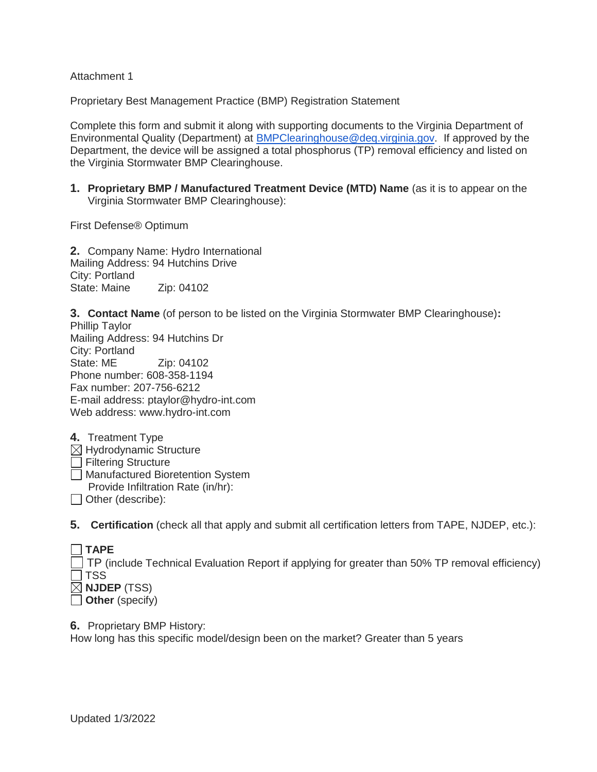Attachment 1

Proprietary Best Management Practice (BMP) Registration Statement

Complete this form and submit it along with supporting documents to the Virginia Department of Environmental Quality (Department) at BMPClearinghouse@deq.virginia.gov. If approved by the Department, the device will be assigned a total phosphorus (TP) removal efficiency and listed on the Virginia Stormwater BMP Clearinghouse.

1. **Proprietary BMP / Manufactured Treatment Device (MTD) Name** (as it is to appear on the Virginia Stormwater BMP Clearinghouse):

First Defense® Optimum

2. Company Name: Hydro International
Mailing Address: 94 Hutchins Drive
City: Portland
State: Maine Zip: 04102

3. **Contact Name** (of person to be listed on the Virginia Stormwater BMP Clearinghouse)**:**
Phillip Taylor
Mailing Address: 94 Hutchins Dr
City: Portland
State: ME Zip: 04102
Phone number: 608-358-1194
Fax number: 207-756-6212
E-mail address: ptaylor@hydro-int.com
Web address: www.hydro-int.com

4. Treatment Type
- ☒ Hydrodynamic Structure
- ☐ Filtering Structure
- ☐ Manufactured Bioretention System
  Provide Infiltration Rate (in/hr):
- ☐ Other (describe):

5. **Certification** (check all that apply and submit all certification letters from TAPE, NJDEP, etc.):

- ☐ **TAPE**
- ☐ TP (include Technical Evaluation Report if applying for greater than 50% TP removal efficiency)
- ☐ TSS
- ☒ **NJDEP** (TSS)
- ☐ **Other** (specify)

6. Proprietary BMP History:
How long has this specific model/design been on the market? Greater than 5 years

Updated 1/3/2022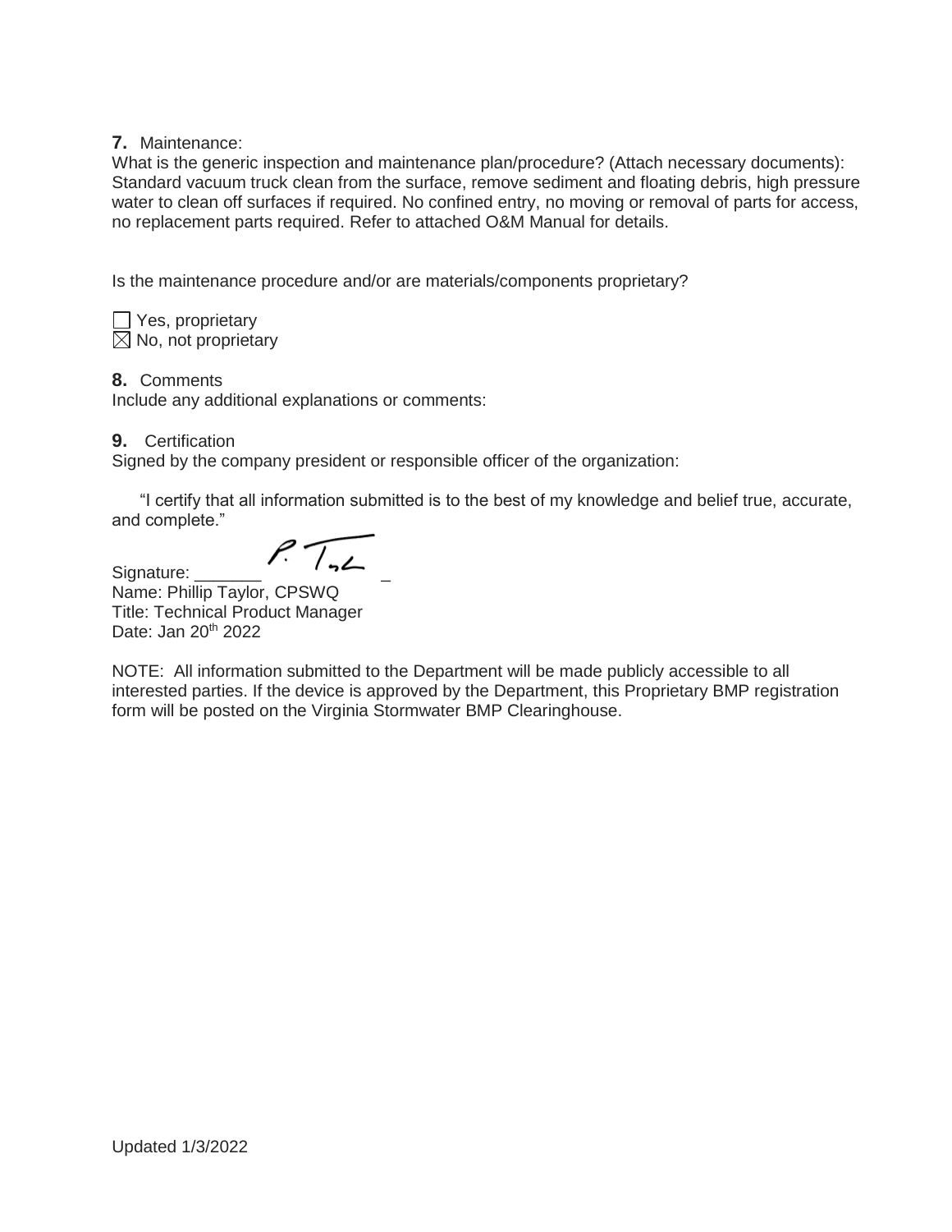**7.** Maintenance:

What is the generic inspection and maintenance plan/procedure? (Attach necessary documents): Standard vacuum truck clean from the surface, remove sediment and floating debris, high pressure water to clean off surfaces if required. No confined entry, no moving or removal of parts for access, no replacement parts required. Refer to attached O&M Manual for details.

Is the maintenance procedure and/or are materials/components proprietary?

☐ Yes, proprietary
☒ No, not proprietary

**8.** Comments

Include any additional explanations or comments:

**9.** Certification

Signed by the company president or responsible officer of the organization:

"I certify that all information submitted is to the best of my knowledge and belief true, accurate, and complete."

Signature: _______ P. Tayl _

Name: Phillip Taylor, CPSWQ
Title: Technical Product Manager
Date: Jan 20th 2022

NOTE: All information submitted to the Department will be made publicly accessible to all interested parties. If the device is approved by the Department, this Proprietary BMP registration form will be posted on the Virginia Stormwater BMP Clearinghouse.

Updated 1/3/2022